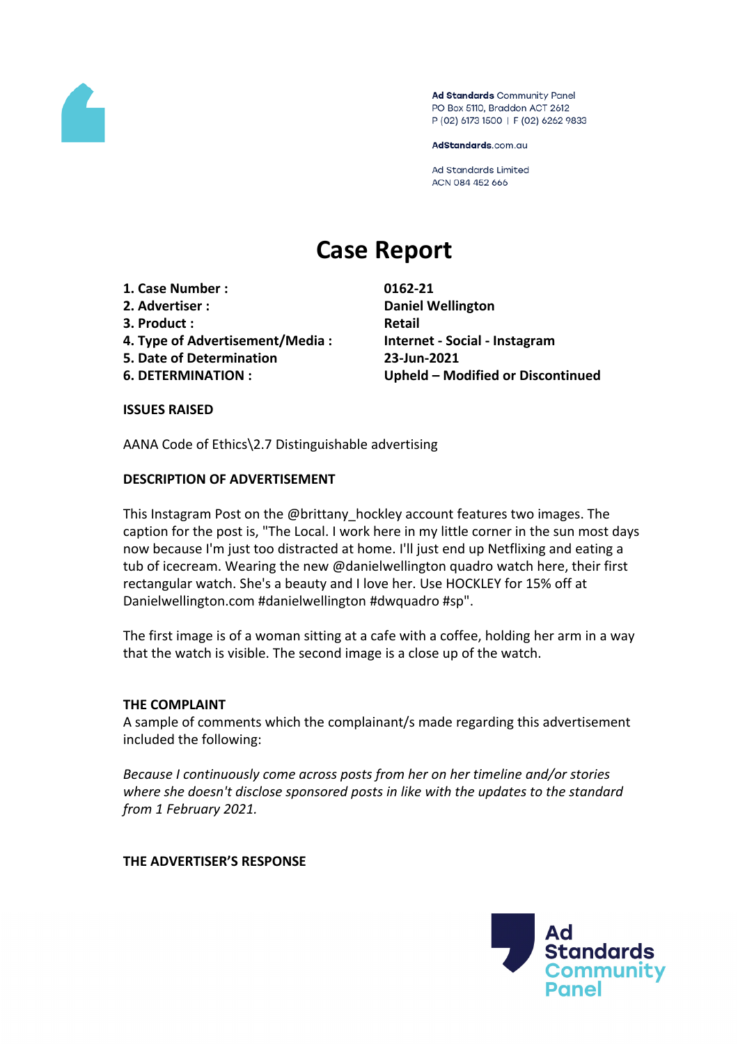Ad Standards Community Panel
PO Box 5110, Braddon ACT 2612
P (02) 6173 1500 | F (02) 6262 9833

AdStandards.com.au

Ad Standards Limited
ACN 084 452 666

# Case Report

| | |
|---|---|
| **1. Case Number :** | **0162-21** |
| **2. Advertiser :** | **Daniel Wellington** |
| **3. Product :** | **Retail** |
| **4. Type of Advertisement/Media :** | **Internet - Social - Instagram** |
| **5. Date of Determination** | **23-Jun-2021** |
| **6. DETERMINATION :** | **Upheld – Modified or Discontinued** |

## ISSUES RAISED

AANA Code of Ethics\2.7 Distinguishable advertising

## DESCRIPTION OF ADVERTISEMENT

This Instagram Post on the @brittany_hockley account features two images. The caption for the post is, "The Local. I work here in my little corner in the sun most days now because I'm just too distracted at home. I'll just end up Netflixing and eating a tub of icecream. Wearing the new @danielwellington quadro watch here, their first rectangular watch. She's a beauty and I love her. Use HOCKLEY for 15% off at Danielwellington.com #danielwellington #dwquadro #sp".

The first image is of a woman sitting at a cafe with a coffee, holding her arm in a way that the watch is visible. The second image is a close up of the watch.

## THE COMPLAINT

A sample of comments which the complainant/s made regarding this advertisement included the following:

*Because I continuously come across posts from her on her timeline and/or stories where she doesn't disclose sponsored posts in like with the updates to the standard from 1 February 2021.*

## THE ADVERTISER'S RESPONSE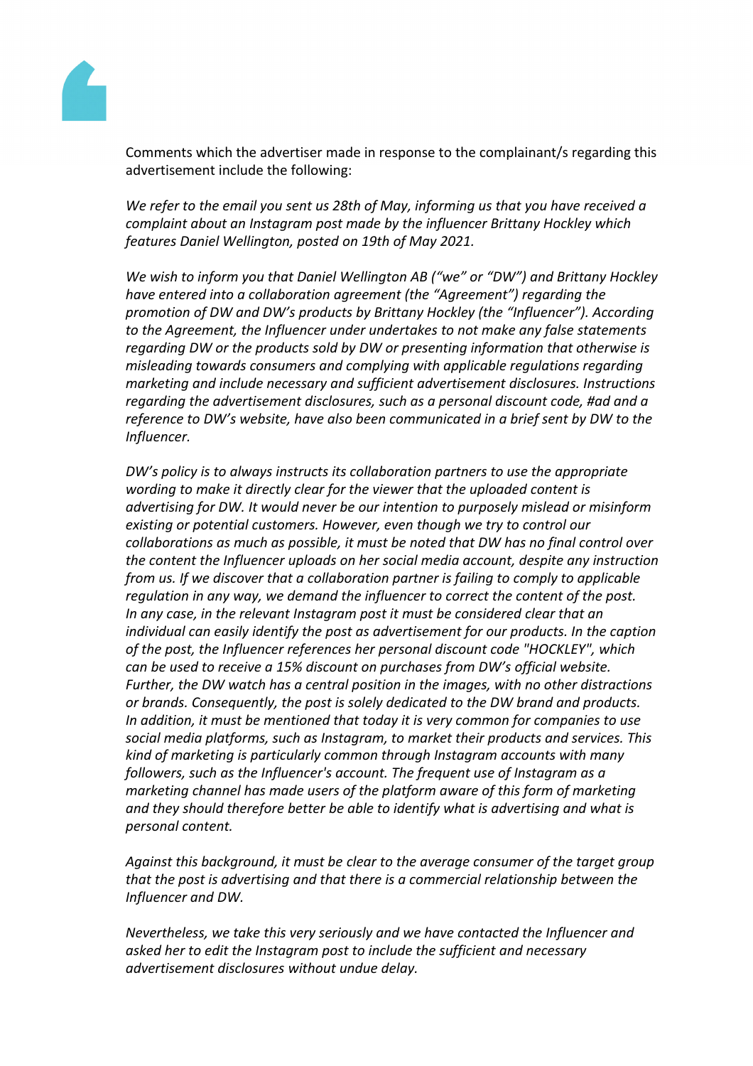Comments which the advertiser made in response to the complainant/s regarding this advertisement include the following:

*We refer to the email you sent us 28th of May, informing us that you have received a complaint about an Instagram post made by the influencer Brittany Hockley which features Daniel Wellington, posted on 19th of May 2021.*

*We wish to inform you that Daniel Wellington AB ("we" or "DW") and Brittany Hockley have entered into a collaboration agreement (the "Agreement") regarding the promotion of DW and DW's products by Brittany Hockley (the "Influencer"). According to the Agreement, the Influencer under undertakes to not make any false statements regarding DW or the products sold by DW or presenting information that otherwise is misleading towards consumers and complying with applicable regulations regarding marketing and include necessary and sufficient advertisement disclosures. Instructions regarding the advertisement disclosures, such as a personal discount code, #ad and a reference to DW's website, have also been communicated in a brief sent by DW to the Influencer.*

*DW's policy is to always instructs its collaboration partners to use the appropriate wording to make it directly clear for the viewer that the uploaded content is advertising for DW. It would never be our intention to purposely mislead or misinform existing or potential customers. However, even though we try to control our collaborations as much as possible, it must be noted that DW has no final control over the content the Influencer uploads on her social media account, despite any instruction from us. If we discover that a collaboration partner is failing to comply to applicable regulation in any way, we demand the influencer to correct the content of the post. In any case, in the relevant Instagram post it must be considered clear that an individual can easily identify the post as advertisement for our products. In the caption of the post, the Influencer references her personal discount code "HOCKLEY", which can be used to receive a 15% discount on purchases from DW's official website. Further, the DW watch has a central position in the images, with no other distractions or brands. Consequently, the post is solely dedicated to the DW brand and products. In addition, it must be mentioned that today it is very common for companies to use social media platforms, such as Instagram, to market their products and services. This kind of marketing is particularly common through Instagram accounts with many followers, such as the Influencer's account. The frequent use of Instagram as a marketing channel has made users of the platform aware of this form of marketing and they should therefore better be able to identify what is advertising and what is personal content.*

*Against this background, it must be clear to the average consumer of the target group that the post is advertising and that there is a commercial relationship between the Influencer and DW.*

*Nevertheless, we take this very seriously and we have contacted the Influencer and asked her to edit the Instagram post to include the sufficient and necessary advertisement disclosures without undue delay.*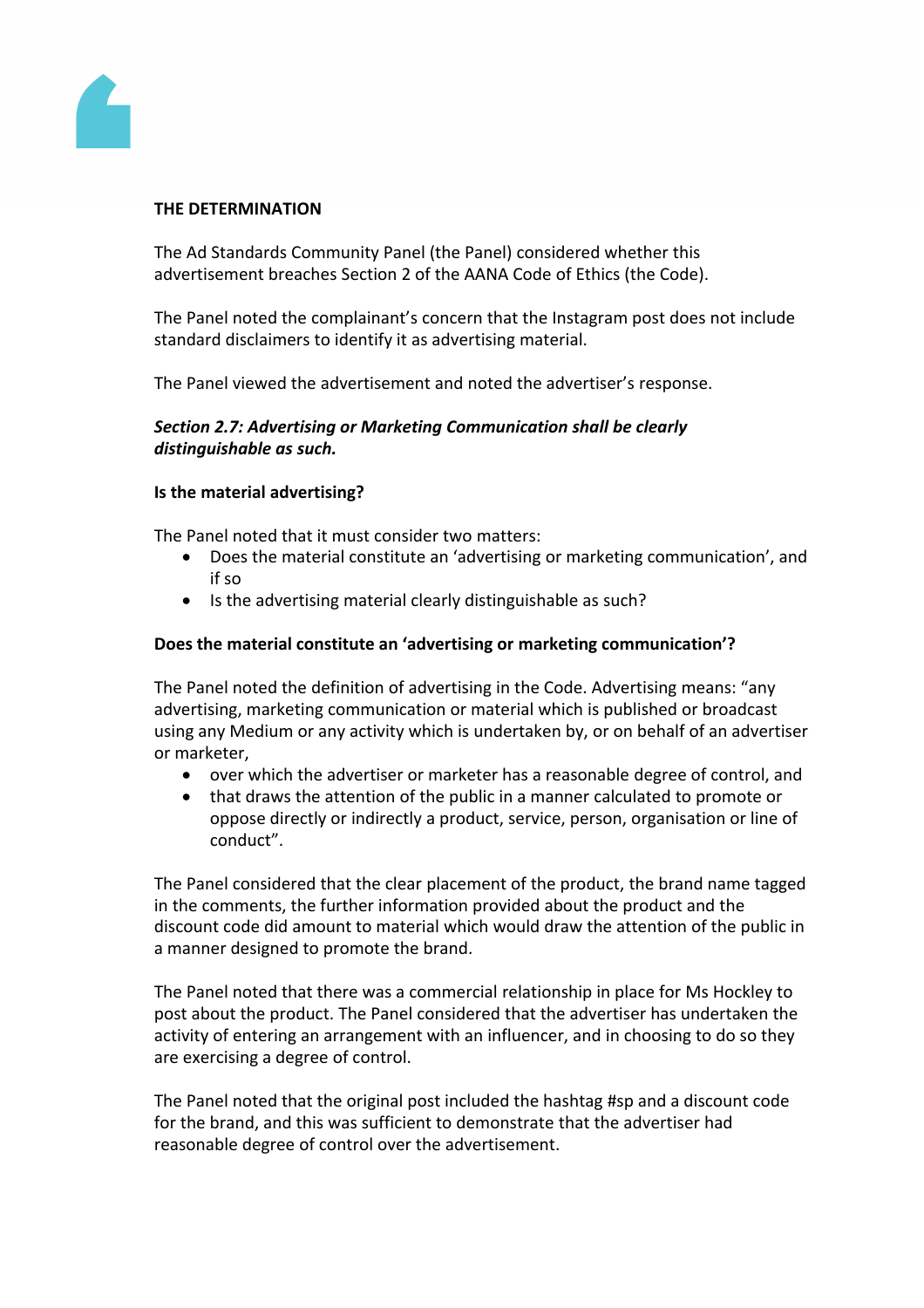**THE DETERMINATION**

The Ad Standards Community Panel (the Panel) considered whether this advertisement breaches Section 2 of the AANA Code of Ethics (the Code).

The Panel noted the complainant's concern that the Instagram post does not include standard disclaimers to identify it as advertising material.

The Panel viewed the advertisement and noted the advertiser's response.

***Section 2.7: Advertising or Marketing Communication shall be clearly distinguishable as such.***

**Is the material advertising?**

The Panel noted that it must consider two matters:

- Does the material constitute an 'advertising or marketing communication', and if so
- Is the advertising material clearly distinguishable as such?

**Does the material constitute an 'advertising or marketing communication'?**

The Panel noted the definition of advertising in the Code. Advertising means: "any advertising, marketing communication or material which is published or broadcast using any Medium or any activity which is undertaken by, or on behalf of an advertiser or marketer,

- over which the advertiser or marketer has a reasonable degree of control, and
- that draws the attention of the public in a manner calculated to promote or oppose directly or indirectly a product, service, person, organisation or line of conduct".

The Panel considered that the clear placement of the product, the brand name tagged in the comments, the further information provided about the product and the discount code did amount to material which would draw the attention of the public in a manner designed to promote the brand.

The Panel noted that there was a commercial relationship in place for Ms Hockley to post about the product. The Panel considered that the advertiser has undertaken the activity of entering an arrangement with an influencer, and in choosing to do so they are exercising a degree of control.

The Panel noted that the original post included the hashtag #sp and a discount code for the brand, and this was sufficient to demonstrate that the advertiser had reasonable degree of control over the advertisement.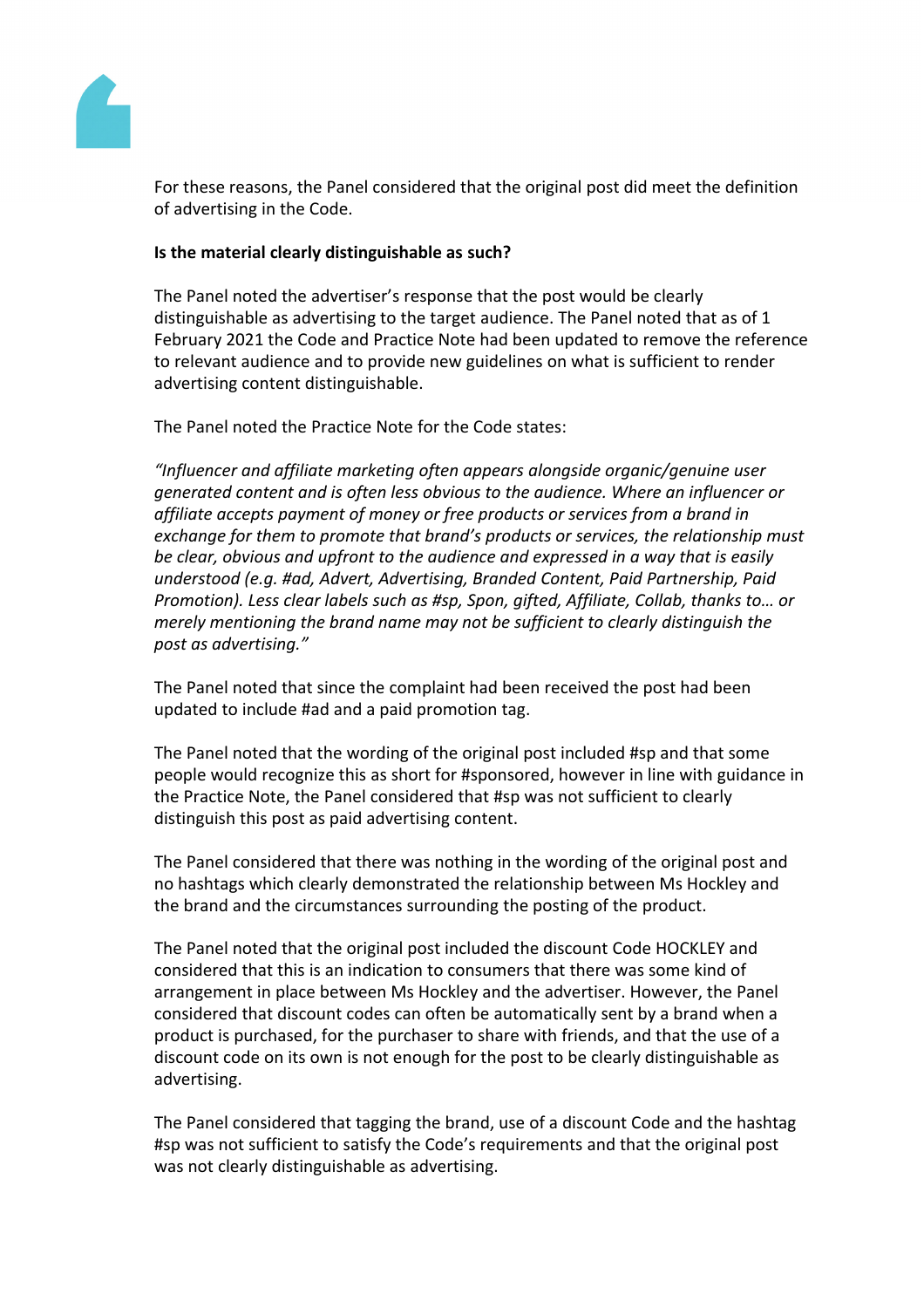For these reasons, the Panel considered that the original post did meet the definition of advertising in the Code.

**Is the material clearly distinguishable as such?**

The Panel noted the advertiser's response that the post would be clearly distinguishable as advertising to the target audience. The Panel noted that as of 1 February 2021 the Code and Practice Note had been updated to remove the reference to relevant audience and to provide new guidelines on what is sufficient to render advertising content distinguishable.

The Panel noted the Practice Note for the Code states:

*"Influencer and affiliate marketing often appears alongside organic/genuine user generated content and is often less obvious to the audience. Where an influencer or affiliate accepts payment of money or free products or services from a brand in exchange for them to promote that brand's products or services, the relationship must be clear, obvious and upfront to the audience and expressed in a way that is easily understood (e.g. #ad, Advert, Advertising, Branded Content, Paid Partnership, Paid Promotion). Less clear labels such as #sp, Spon, gifted, Affiliate, Collab, thanks to… or merely mentioning the brand name may not be sufficient to clearly distinguish the post as advertising."*

The Panel noted that since the complaint had been received the post had been updated to include #ad and a paid promotion tag.

The Panel noted that the wording of the original post included #sp and that some people would recognize this as short for #sponsored, however in line with guidance in the Practice Note, the Panel considered that #sp was not sufficient to clearly distinguish this post as paid advertising content.

The Panel considered that there was nothing in the wording of the original post and no hashtags which clearly demonstrated the relationship between Ms Hockley and the brand and the circumstances surrounding the posting of the product.

The Panel noted that the original post included the discount Code HOCKLEY and considered that this is an indication to consumers that there was some kind of arrangement in place between Ms Hockley and the advertiser. However, the Panel considered that discount codes can often be automatically sent by a brand when a product is purchased, for the purchaser to share with friends, and that the use of a discount code on its own is not enough for the post to be clearly distinguishable as advertising.

The Panel considered that tagging the brand, use of a discount Code and the hashtag #sp was not sufficient to satisfy the Code's requirements and that the original post was not clearly distinguishable as advertising.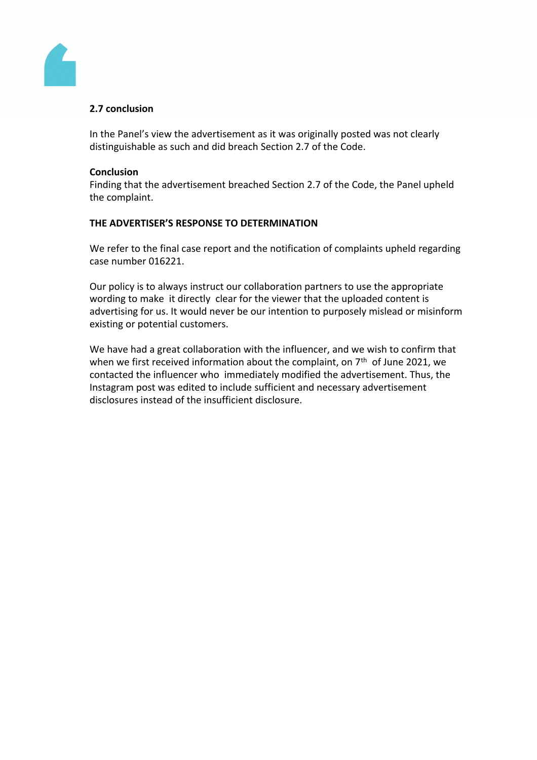**2.7 conclusion**

In the Panel's view the advertisement as it was originally posted was not clearly distinguishable as such and did breach Section 2.7 of the Code.

**Conclusion**

Finding that the advertisement breached Section 2.7 of the Code, the Panel upheld the complaint.

**THE ADVERTISER'S RESPONSE TO DETERMINATION**

We refer to the final case report and the notification of complaints upheld regarding case number 016221.

Our policy is to always instruct our collaboration partners to use the appropriate wording to make it directly clear for the viewer that the uploaded content is advertising for us. It would never be our intention to purposely mislead or misinform existing or potential customers.

We have had a great collaboration with the influencer, and we wish to confirm that when we first received information about the complaint, on 7th of June 2021, we contacted the influencer who immediately modified the advertisement. Thus, the Instagram post was edited to include sufficient and necessary advertisement disclosures instead of the insufficient disclosure.